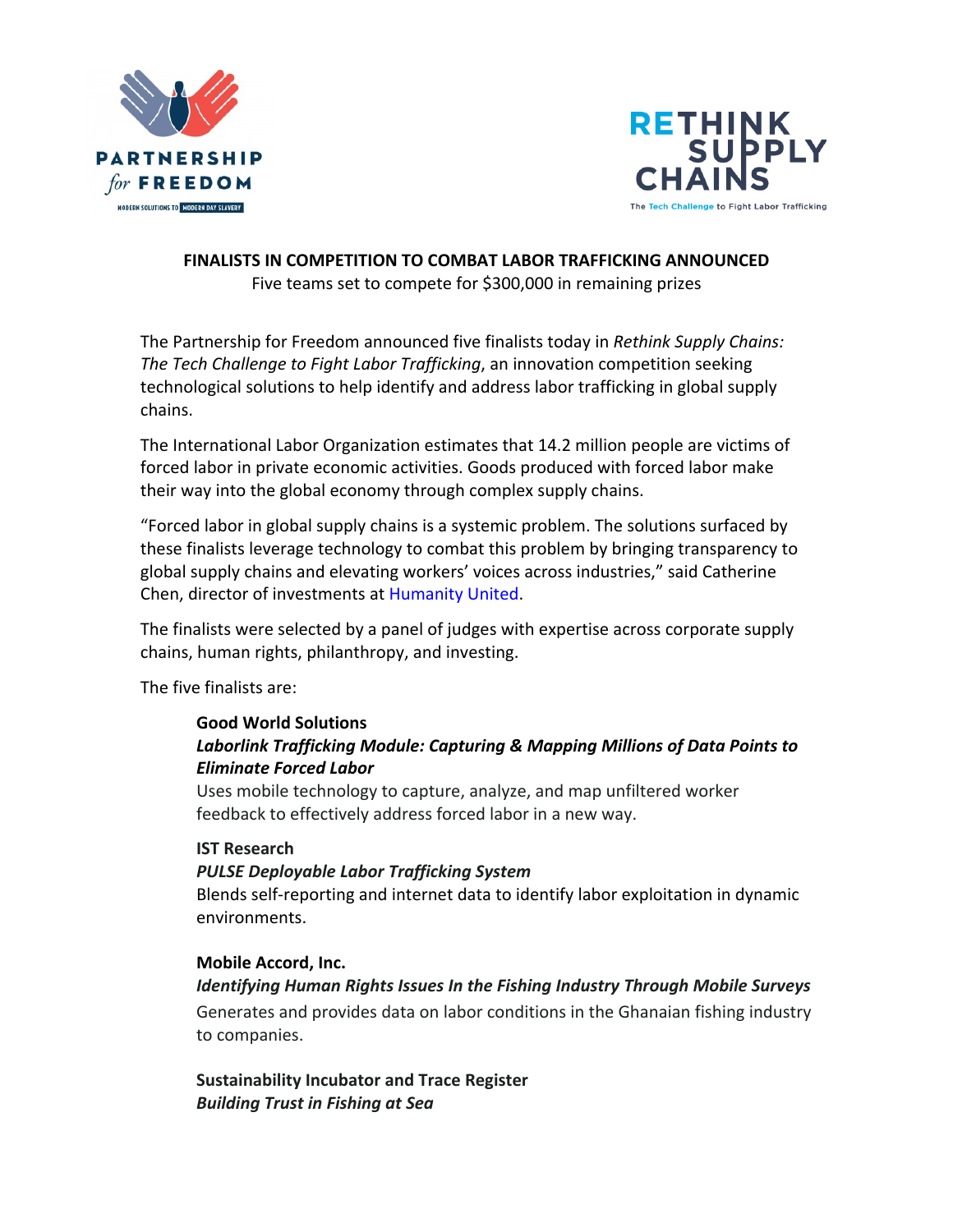PARTNERSHIP *for* FREEDOM

MODERN SOLUTIONS TO MODERN DAY SLAVERY

RETHINK SUPPLY CHAINS

The Tech Challenge to Fight Labor Trafficking

**FINALISTS IN COMPETITION TO COMBAT LABOR TRAFFICKING ANNOUNCED**

Five teams set to compete for $300,000 in remaining prizes

The Partnership for Freedom announced five finalists today in *Rethink Supply Chains: The Tech Challenge to Fight Labor Trafficking*, an innovation competition seeking technological solutions to help identify and address labor trafficking in global supply chains.

The International Labor Organization estimates that 14.2 million people are victims of forced labor in private economic activities. Goods produced with forced labor make their way into the global economy through complex supply chains.

"Forced labor in global supply chains is a systemic problem. The solutions surfaced by these finalists leverage technology to combat this problem by bringing transparency to global supply chains and elevating workers' voices across industries," said Catherine Chen, director of investments at Humanity United.

The finalists were selected by a panel of judges with expertise across corporate supply chains, human rights, philanthropy, and investing.

The five finalists are:

**Good World Solutions**
***Laborlink Trafficking Module: Capturing & Mapping Millions of Data Points to Eliminate Forced Labor***
Uses mobile technology to capture, analyze, and map unfiltered worker feedback to effectively address forced labor in a new way.

**IST Research**
***PULSE Deployable Labor Trafficking System***
Blends self-reporting and internet data to identify labor exploitation in dynamic environments.

**Mobile Accord, Inc.**
***Identifying Human Rights Issues In the Fishing Industry Through Mobile Surveys***
Generates and provides data on labor conditions in the Ghanaian fishing industry to companies.

**Sustainability Incubator and Trace Register**
***Building Trust in Fishing at Sea***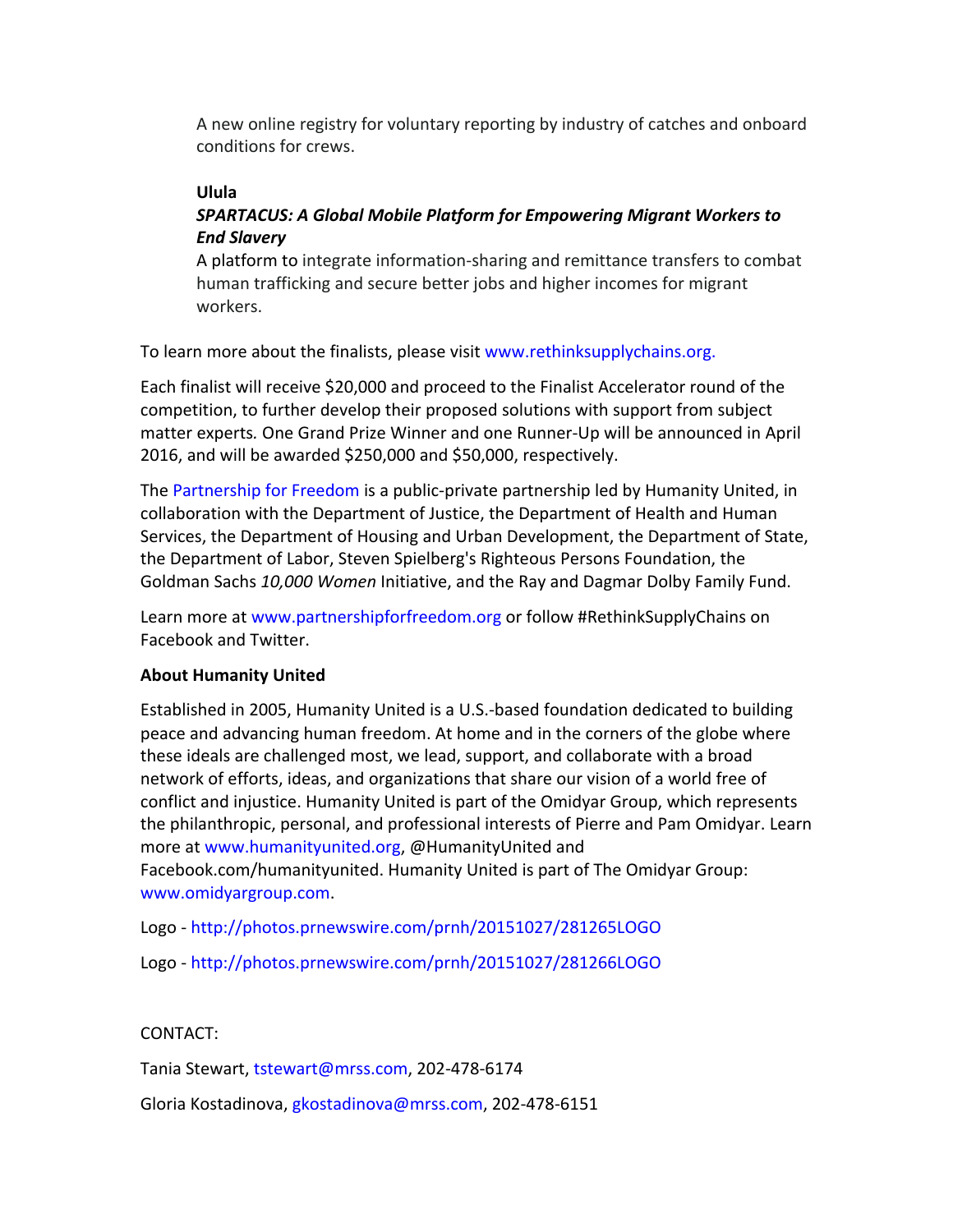A new online registry for voluntary reporting by industry of catches and onboard conditions for crews.

**Ulula**
***SPARTACUS: A Global Mobile Platform for Empowering Migrant Workers to End Slavery***
A platform to integrate information-sharing and remittance transfers to combat human trafficking and secure better jobs and higher incomes for migrant workers.

To learn more about the finalists, please visit www.rethinksupplychains.org.

Each finalist will receive $20,000 and proceed to the Finalist Accelerator round of the competition, to further develop their proposed solutions with support from subject matter experts. One Grand Prize Winner and one Runner-Up will be announced in April 2016, and will be awarded $250,000 and $50,000, respectively.

The Partnership for Freedom is a public-private partnership led by Humanity United, in collaboration with the Department of Justice, the Department of Health and Human Services, the Department of Housing and Urban Development, the Department of State, the Department of Labor, Steven Spielberg's Righteous Persons Foundation, the Goldman Sachs *10,000 Women* Initiative, and the Ray and Dagmar Dolby Family Fund.

Learn more at www.partnershipforfreedom.org or follow #RethinkSupplyChains on Facebook and Twitter.

**About Humanity United**

Established in 2005, Humanity United is a U.S.-based foundation dedicated to building peace and advancing human freedom. At home and in the corners of the globe where these ideals are challenged most, we lead, support, and collaborate with a broad network of efforts, ideas, and organizations that share our vision of a world free of conflict and injustice. Humanity United is part of the Omidyar Group, which represents the philanthropic, personal, and professional interests of Pierre and Pam Omidyar. Learn more at www.humanityunited.org, @HumanityUnited and Facebook.com/humanityunited. Humanity United is part of The Omidyar Group: www.omidyargroup.com.

Logo - http://photos.prnewswire.com/prnh/20151027/281265LOGO

Logo - http://photos.prnewswire.com/prnh/20151027/281266LOGO

CONTACT:

Tania Stewart, tstewart@mrss.com, 202-478-6174

Gloria Kostadinova, gkostadinova@mrss.com, 202-478-6151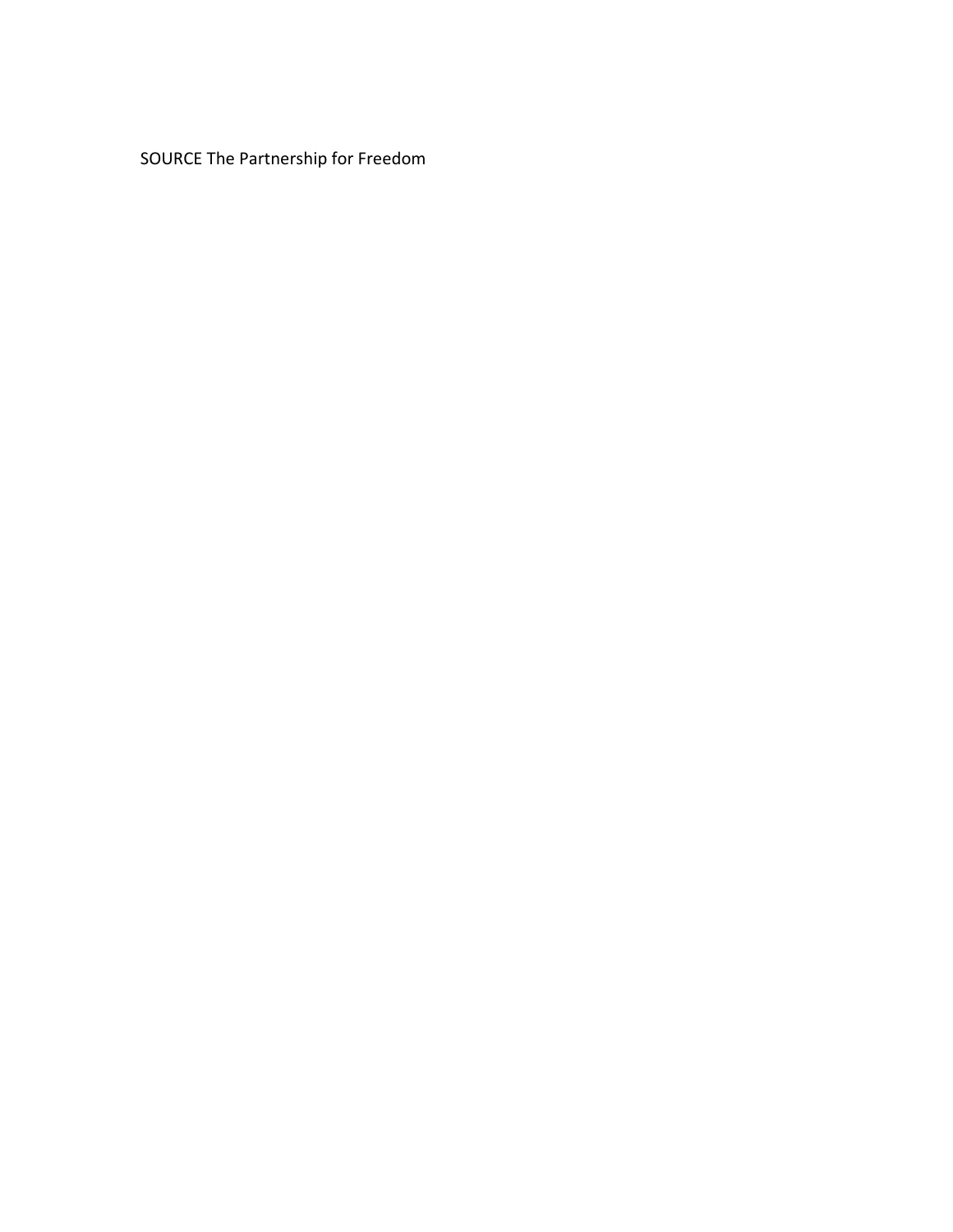SOURCE The Partnership for Freedom